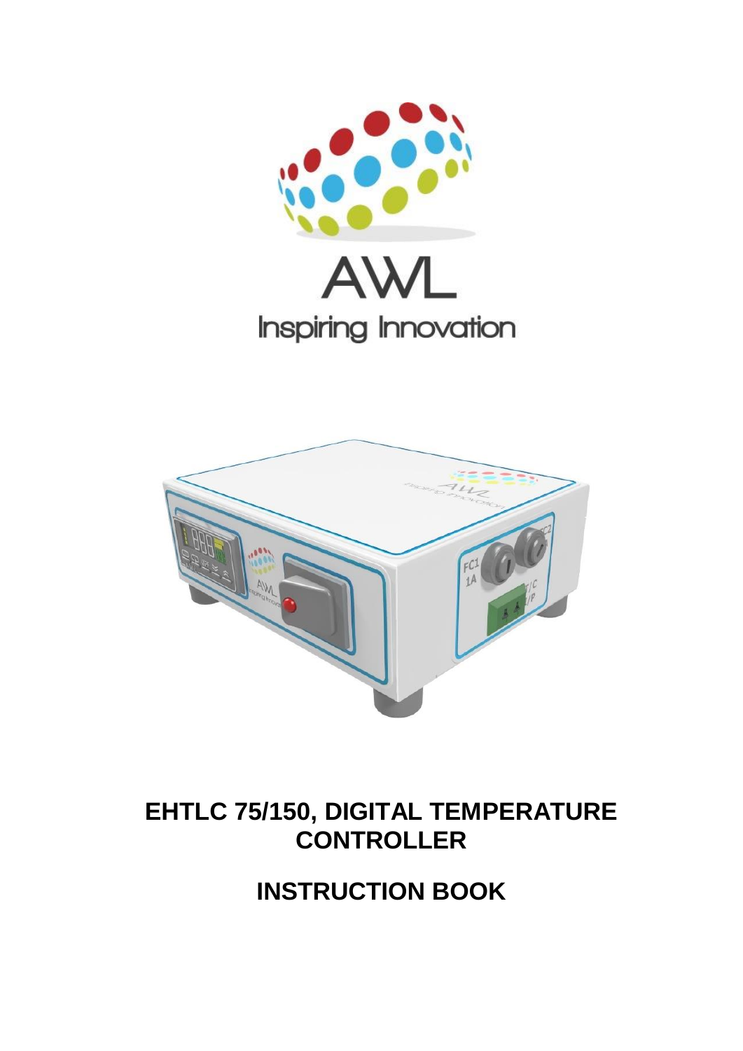AWL

Inspiring Innovation

# EHTLC 75/150, DIGITAL TEMPERATURE CONTROLLER

## INSTRUCTION BOOK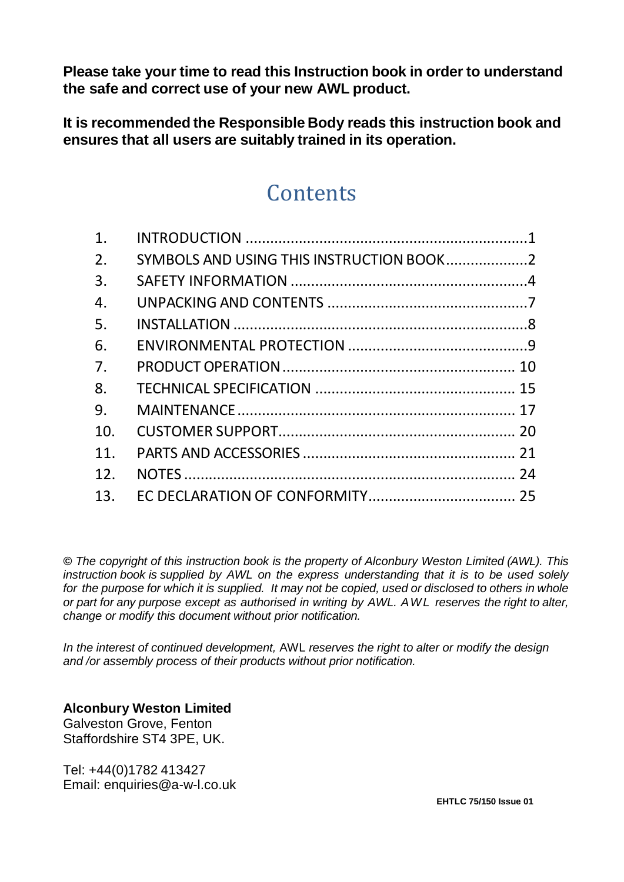**Please take your time to read this Instruction book in order to understand the safe and correct use of your new AWL product.**

**It is recommended the Responsible Body reads this instruction book and ensures that all users are suitably trained in its operation.**

# Contents

1. INTRODUCTION ........................................................................1
2. SYMBOLS AND USING THIS INSTRUCTION BOOK....................2
3. SAFETY INFORMATION ...........................................................4
4. UNPACKING AND CONTENTS ..................................................7
5. INSTALLATION ..........................................................................8
6. ENVIRONMENTAL PROTECTION .............................................9
7. PRODUCT OPERATION ........................................................... 10
8. TECHNICAL SPECIFICATION .................................................. 15
9. MAINTENANCE ...................................................................... 17
10. CUSTOMER SUPPORT............................................................. 20
11. PARTS AND ACCESSORIES ..................................................... 21
12. NOTES .................................................................................... 24
13. EC DECLARATION OF CONFORMITY...................................... 25

*© The copyright of this instruction book is the property of Alconbury Weston Limited (AWL). This instruction book is supplied by AWL on the express understanding that it is to be used solely for the purpose for which it is supplied. It may not be copied, used or disclosed to others in whole or part for any purpose except as authorised in writing by AWL. AWL reserves the right to alter, change or modify this document without prior notification.*

*In the interest of continued development,* AWL *reserves the right to alter or modify the design and /or assembly process of their products without prior notification.*

**Alconbury Weston Limited**
Galveston Grove, Fenton
Staffordshire ST4 3PE, UK.

Tel: +44(0)1782 413427
Email: enquiries@a-w-l.co.uk

**EHTLC 75/150 Issue 01**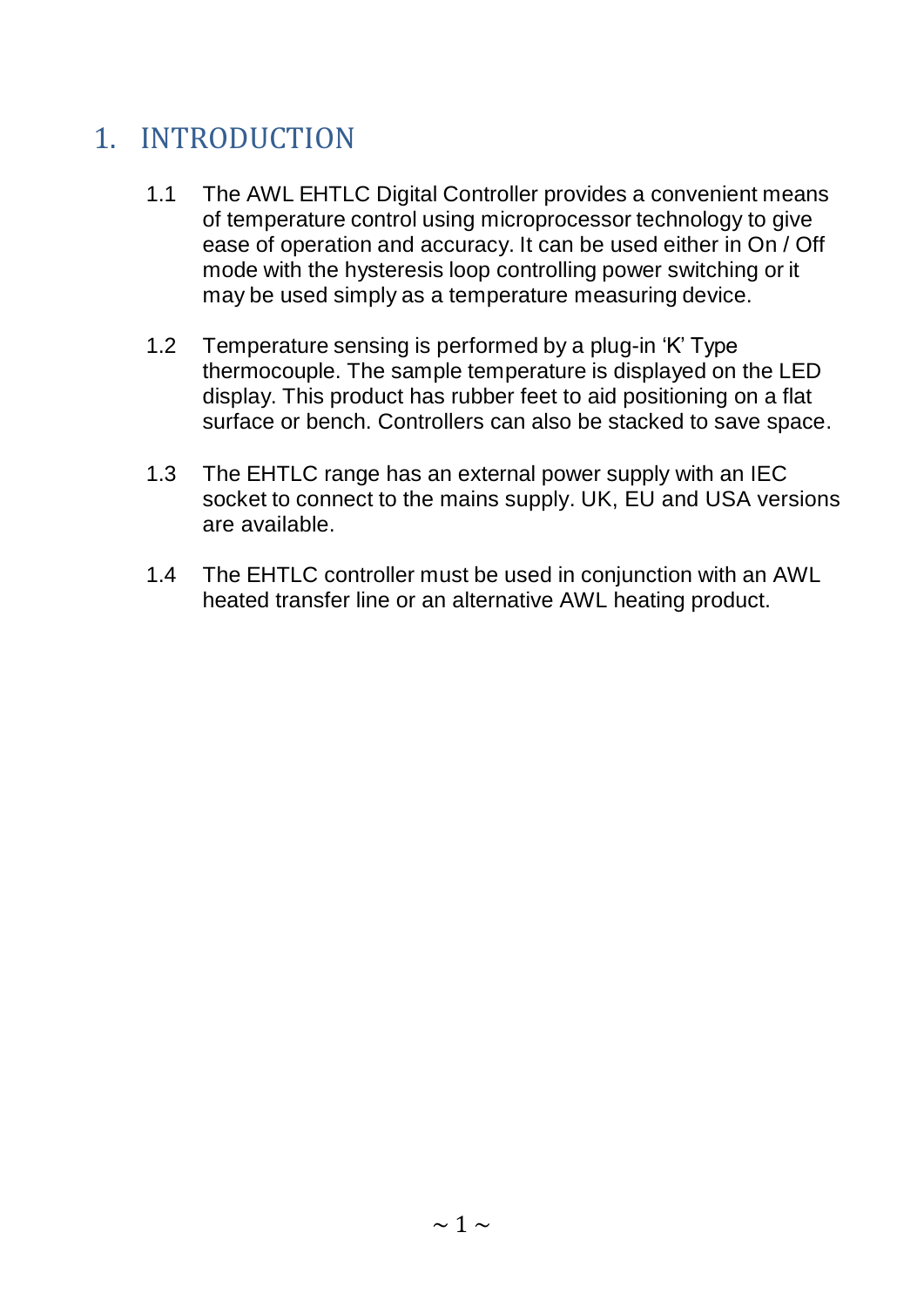# 1. INTRODUCTION

1.1 The AWL EHTLC Digital Controller provides a convenient means of temperature control using microprocessor technology to give ease of operation and accuracy. It can be used either in On / Off mode with the hysteresis loop controlling power switching or it may be used simply as a temperature measuring device.

1.2 Temperature sensing is performed by a plug-in 'K' Type thermocouple. The sample temperature is displayed on the LED display. This product has rubber feet to aid positioning on a flat surface or bench. Controllers can also be stacked to save space.

1.3 The EHTLC range has an external power supply with an IEC socket to connect to the mains supply. UK, EU and USA versions are available.

1.4 The EHTLC controller must be used in conjunction with an AWL heated transfer line or an alternative AWL heating product.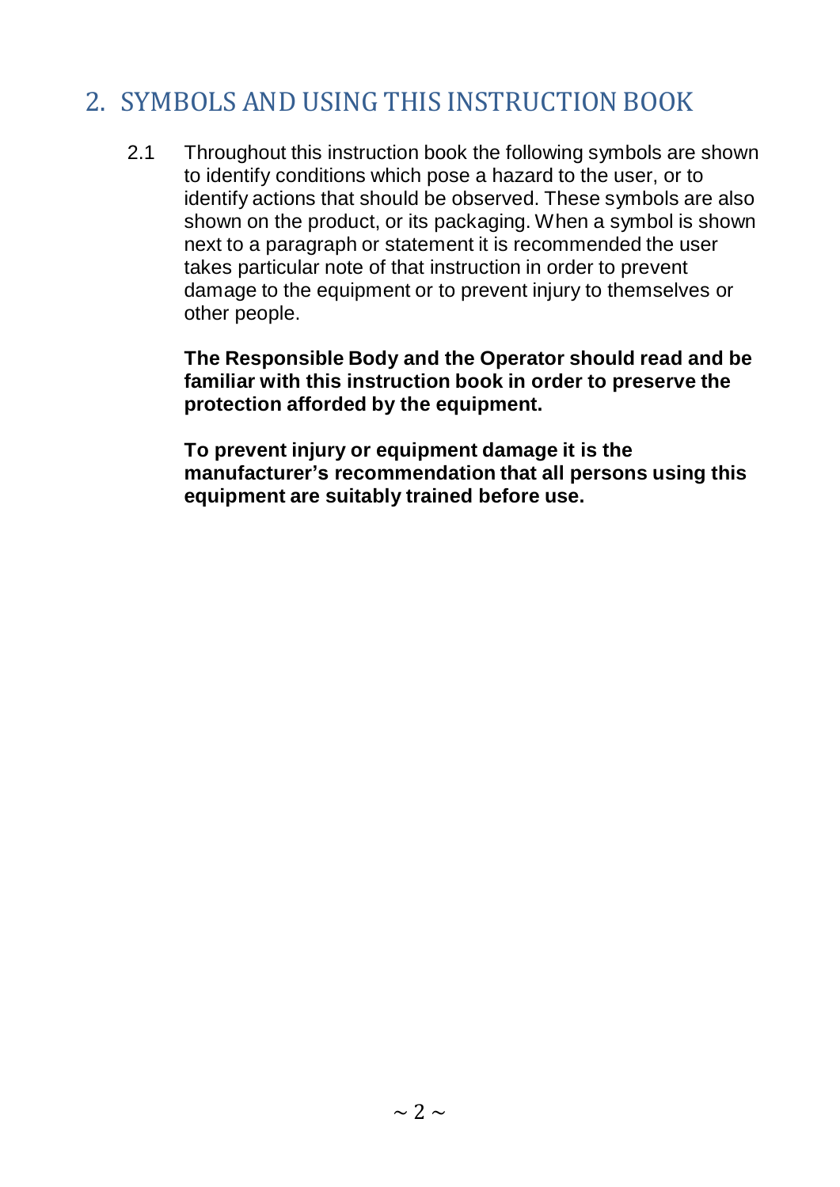## 2. SYMBOLS AND USING THIS INSTRUCTION BOOK

2.1 Throughout this instruction book the following symbols are shown to identify conditions which pose a hazard to the user, or to identify actions that should be observed. These symbols are also shown on the product, or its packaging. When a symbol is shown next to a paragraph or statement it is recommended the user takes particular note of that instruction in order to prevent damage to the equipment or to prevent injury to themselves or other people.

**The Responsible Body and the Operator should read and be familiar with this instruction book in order to preserve the protection afforded by the equipment.**

**To prevent injury or equipment damage it is the manufacturer's recommendation that all persons using this equipment are suitably trained before use.**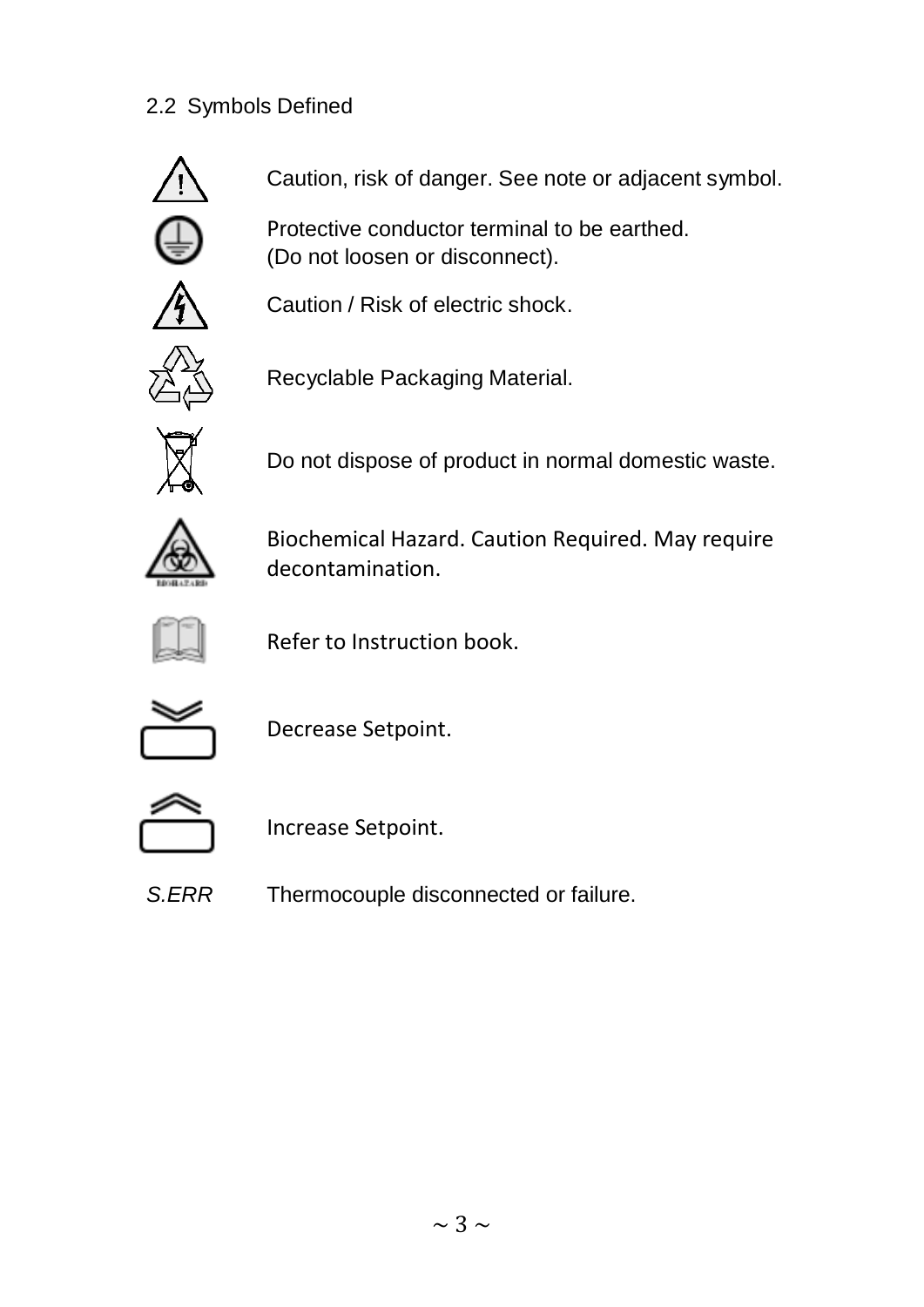## 2.2 Symbols Defined

Caution, risk of danger. See note or adjacent symbol.

Protective conductor terminal to be earthed.
(Do not loosen or disconnect).

Caution / Risk of electric shock.

Recyclable Packaging Material.

Do not dispose of product in normal domestic waste.

Biochemical Hazard. Caution Required. May require decontamination.

Refer to Instruction book.

Decrease Setpoint.

Increase Setpoint.

*S.ERR* Thermocouple disconnected or failure.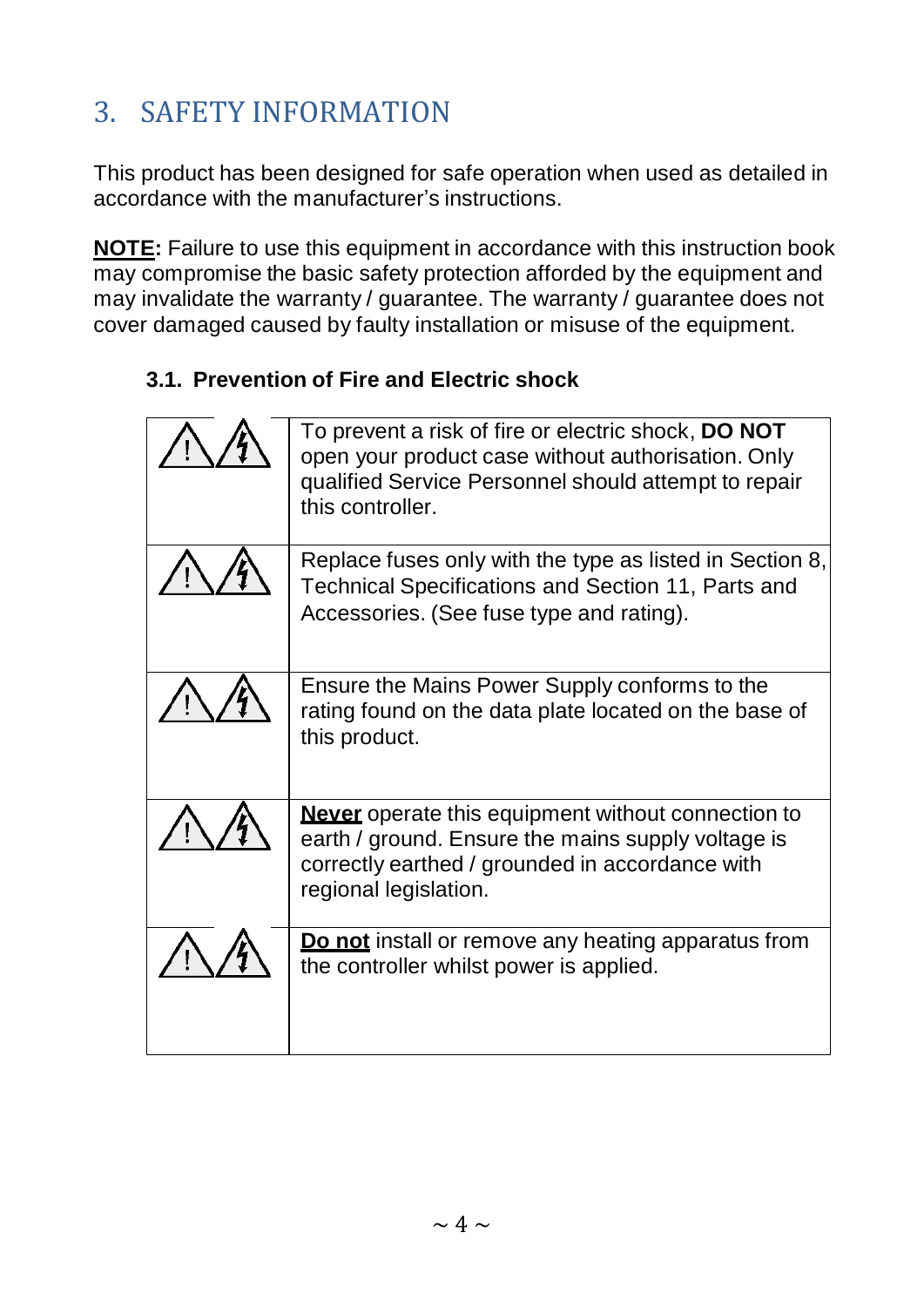# 3. SAFETY INFORMATION

This product has been designed for safe operation when used as detailed in accordance with the manufacturer's instructions.

**NOTE:** Failure to use this equipment in accordance with this instruction book may compromise the basic safety protection afforded by the equipment and may invalidate the warranty / guarantee. The warranty / guarantee does not cover damaged caused by faulty installation or misuse of the equipment.

## 3.1. Prevention of Fire and Electric shock

| | |
|---|---|
| ⚠ ⚡ | To prevent a risk of fire or electric shock, **DO NOT** open your product case without authorisation. Only qualified Service Personnel should attempt to repair this controller. |
| ⚠ ⚡ | Replace fuses only with the type as listed in Section 8, Technical Specifications and Section 11, Parts and Accessories. (See fuse type and rating). |
| ⚠ ⚡ | Ensure the Mains Power Supply conforms to the rating found on the data plate located on the base of this product. |
| ⚠ ⚡ | **Never** operate this equipment without connection to earth / ground. Ensure the mains supply voltage is correctly earthed / grounded in accordance with regional legislation. |
| ⚠ ⚡ | **Do not** install or remove any heating apparatus from the controller whilst power is applied. |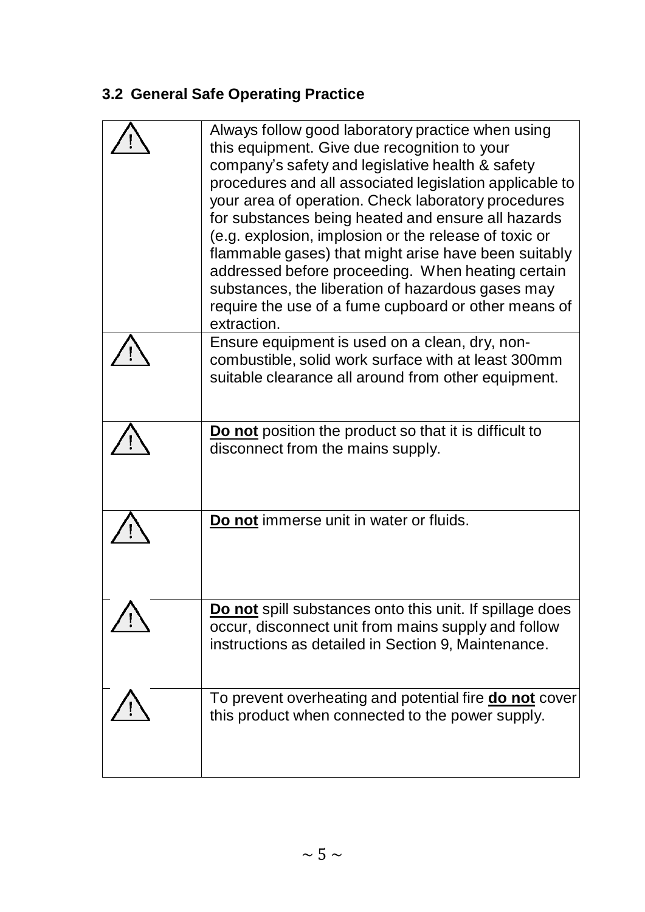### 3.2 General Safe Operating Practice

| | |
|---|---|
| ⚠ | Always follow good laboratory practice when using this equipment. Give due recognition to your company's safety and legislative health & safety procedures and all associated legislation applicable to your area of operation. Check laboratory procedures for substances being heated and ensure all hazards (e.g. explosion, implosion or the release of toxic or flammable gases) that might arise have been suitably addressed before proceeding. When heating certain substances, the liberation of hazardous gases may require the use of a fume cupboard or other means of extraction. |
| ⚠ | Ensure equipment is used on a clean, dry, non-combustible, solid work surface with at least 300mm suitable clearance all around from other equipment. |
| ⚠ | **Do not** position the product so that it is difficult to disconnect from the mains supply. |
| ⚠ | **Do not** immerse unit in water or fluids. |
| ⚠ | **Do not** spill substances onto this unit. If spillage does occur, disconnect unit from mains supply and follow instructions as detailed in Section 9, Maintenance. |
| ⚠ | To prevent overheating and potential fire **do not** cover this product when connected to the power supply. |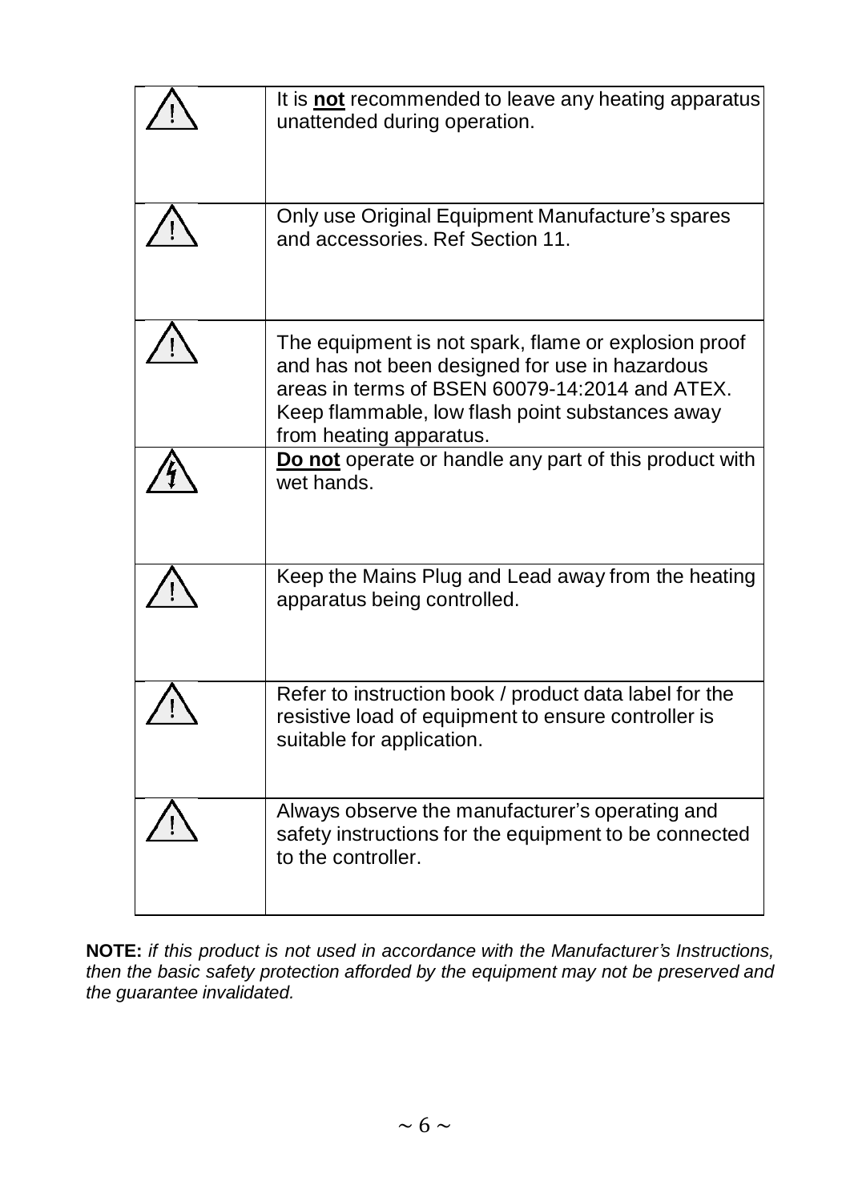| | |
|---|---|
| ⚠ | It is **not** recommended to leave any heating apparatus unattended during operation. |
| ⚠ | Only use Original Equipment Manufacture's spares and accessories. Ref Section 11. |
| ⚠ | The equipment is not spark, flame or explosion proof and has not been designed for use in hazardous areas in terms of BSEN 60079-14:2014 and ATEX. Keep flammable, low flash point substances away from heating apparatus. |
| ⚡ | **Do not** operate or handle any part of this product with wet hands. |
| ⚠ | Keep the Mains Plug and Lead away from the heating apparatus being controlled. |
| ⚠ | Refer to instruction book / product data label for the resistive load of equipment to ensure controller is suitable for application. |
| ⚠ | Always observe the manufacturer's operating and safety instructions for the equipment to be connected to the controller. |

**NOTE:** *if this product is not used in accordance with the Manufacturer's Instructions, then the basic safety protection afforded by the equipment may not be preserved and the guarantee invalidated.*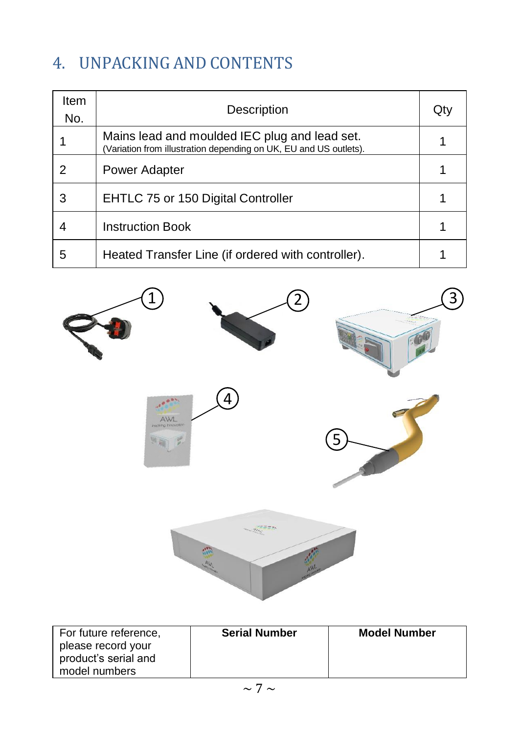## 4. UNPACKING AND CONTENTS

| Item No. | Description | Qty |
|---|---|---|
| 1 | Mains lead and moulded IEC plug and lead set. (Variation from illustration depending on UK, EU and US outlets). | 1 |
| 2 | Power Adapter | 1 |
| 3 | EHTLC 75 or 150 Digital Controller | 1 |
| 4 | Instruction Book | 1 |
| 5 | Heated Transfer Line (if ordered with controller). | 1 |

| For future reference, please record your product's serial and model numbers | **Serial Number** | **Model Number** |
|---|---|---|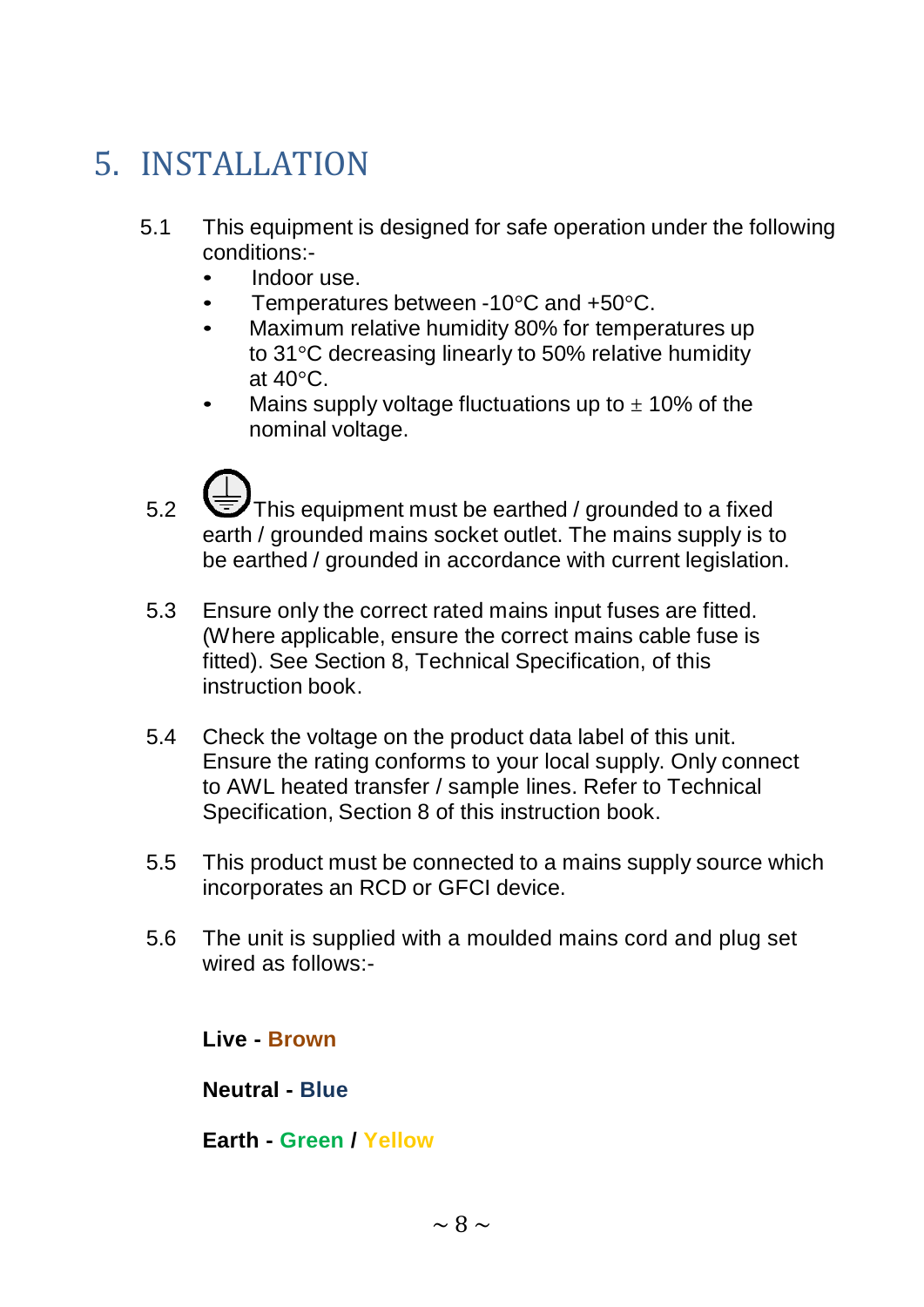# 5. INSTALLATION

5.1 This equipment is designed for safe operation under the following conditions:-

- Indoor use.
- Temperatures between -10°C and +50°C.
- Maximum relative humidity 80% for temperatures up to 31°C decreasing linearly to 50% relative humidity at 40°C.
- Mains supply voltage fluctuations up to ± 10% of the nominal voltage.

5.2 ⏚ This equipment must be earthed / grounded to a fixed earth / grounded mains socket outlet. The mains supply is to be earthed / grounded in accordance with current legislation.

5.3 Ensure only the correct rated mains input fuses are fitted. (Where applicable, ensure the correct mains cable fuse is fitted). See Section 8, Technical Specification, of this instruction book.

5.4 Check the voltage on the product data label of this unit. Ensure the rating conforms to your local supply. Only connect to AWL heated transfer / sample lines. Refer to Technical Specification, Section 8 of this instruction book.

5.5 This product must be connected to a mains supply source which incorporates an RCD or GFCI device.

5.6 The unit is supplied with a moulded mains cord and plug set wired as follows:-

**Live - Brown**

**Neutral - Blue**

**Earth - Green / Yellow**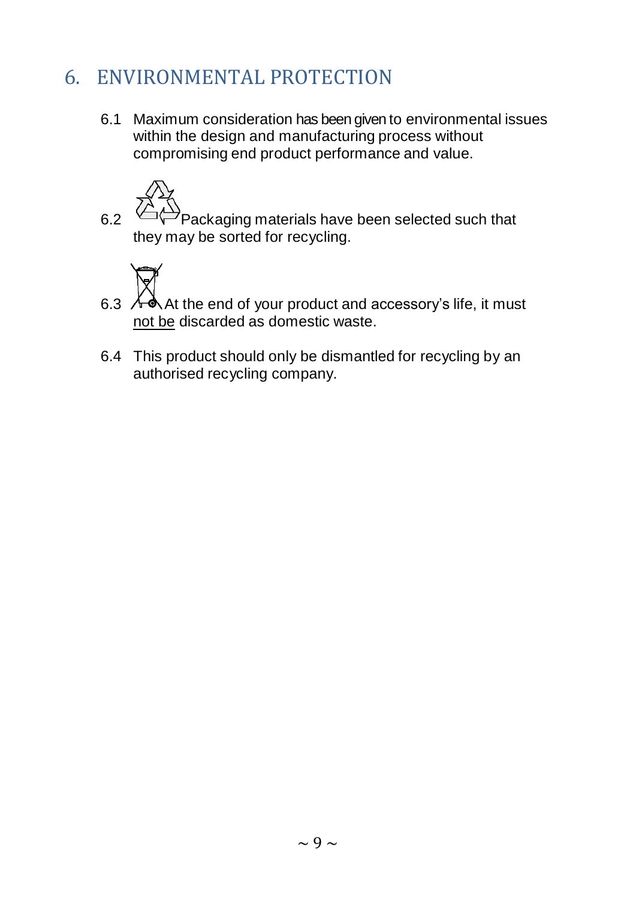# 6. ENVIRONMENTAL PROTECTION

6.1 Maximum consideration has been given to environmental issues within the design and manufacturing process without compromising end product performance and value.

6.2 Packaging materials have been selected such that they may be sorted for recycling.

6.3 At the end of your product and accessory's life, it must not be discarded as domestic waste.

6.4 This product should only be dismantled for recycling by an authorised recycling company.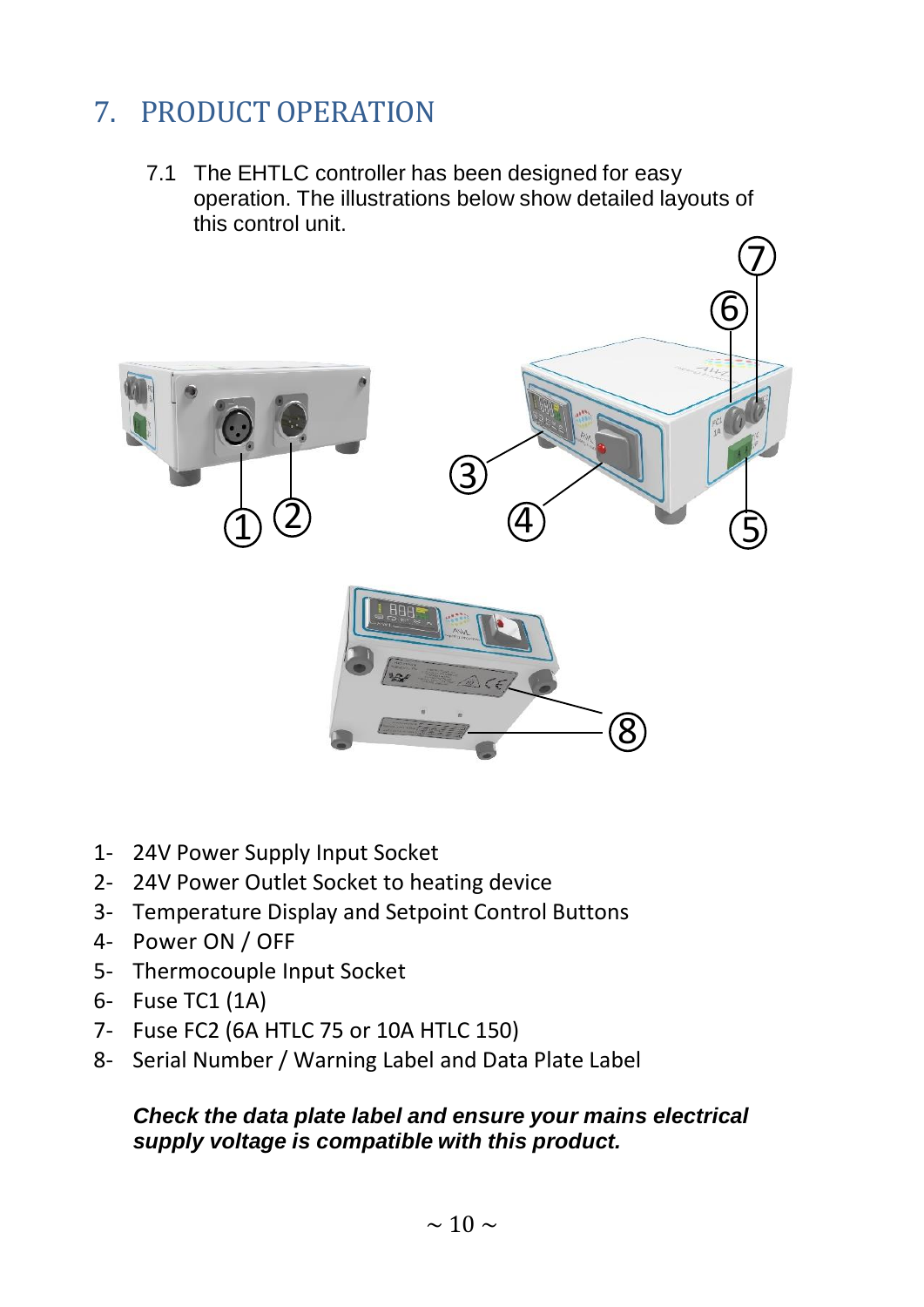# 7. PRODUCT OPERATION

7.1 The EHTLC controller has been designed for easy operation. The illustrations below show detailed layouts of this control unit.

1- 24V Power Supply Input Socket
2- 24V Power Outlet Socket to heating device
3- Temperature Display and Setpoint Control Buttons
4- Power ON / OFF
5- Thermocouple Input Socket
6- Fuse TC1 (1A)
7- Fuse FC2 (6A HTLC 75 or 10A HTLC 150)
8- Serial Number / Warning Label and Data Plate Label

***Check the data plate label and ensure your mains electrical supply voltage is compatible with this product.***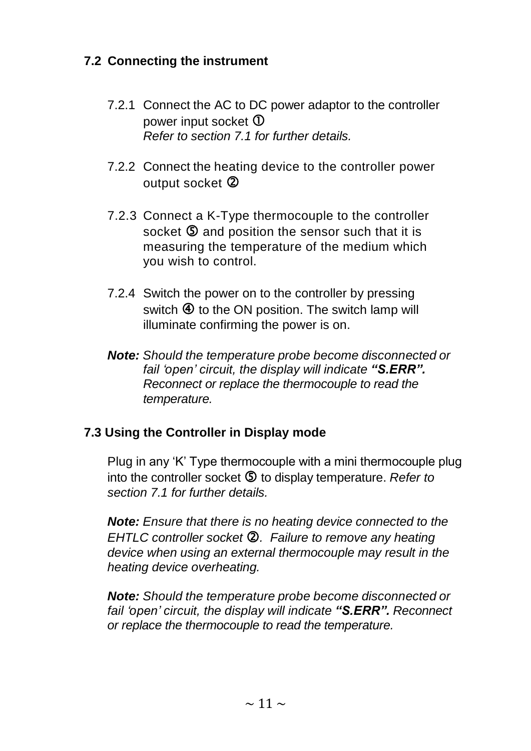## 7.2 Connecting the instrument

7.2.1 Connect the AC to DC power adaptor to the controller power input socket ①
*Refer to section 7.1 for further details.*

7.2.2 Connect the heating device to the controller power output socket ②

7.2.3 Connect a K-Type thermocouple to the controller socket ⑤ and position the sensor such that it is measuring the temperature of the medium which you wish to control.

7.2.4 Switch the power on to the controller by pressing switch ④ to the ON position. The switch lamp will illuminate confirming the power is on.

***Note:*** *Should the temperature probe become disconnected or fail 'open' circuit, the display will indicate **"S.ERR".** Reconnect or replace the thermocouple to read the temperature.*

## 7.3 Using the Controller in Display mode

Plug in any 'K' Type thermocouple with a mini thermocouple plug into the controller socket ⑤ to display temperature. *Refer to section 7.1 for further details.*

***Note:*** *Ensure that there is no heating device connected to the EHTLC controller socket ②. Failure to remove any heating device when using an external thermocouple may result in the heating device overheating.*

***Note:*** *Should the temperature probe become disconnected or fail 'open' circuit, the display will indicate **"S.ERR".** Reconnect or replace the thermocouple to read the temperature.*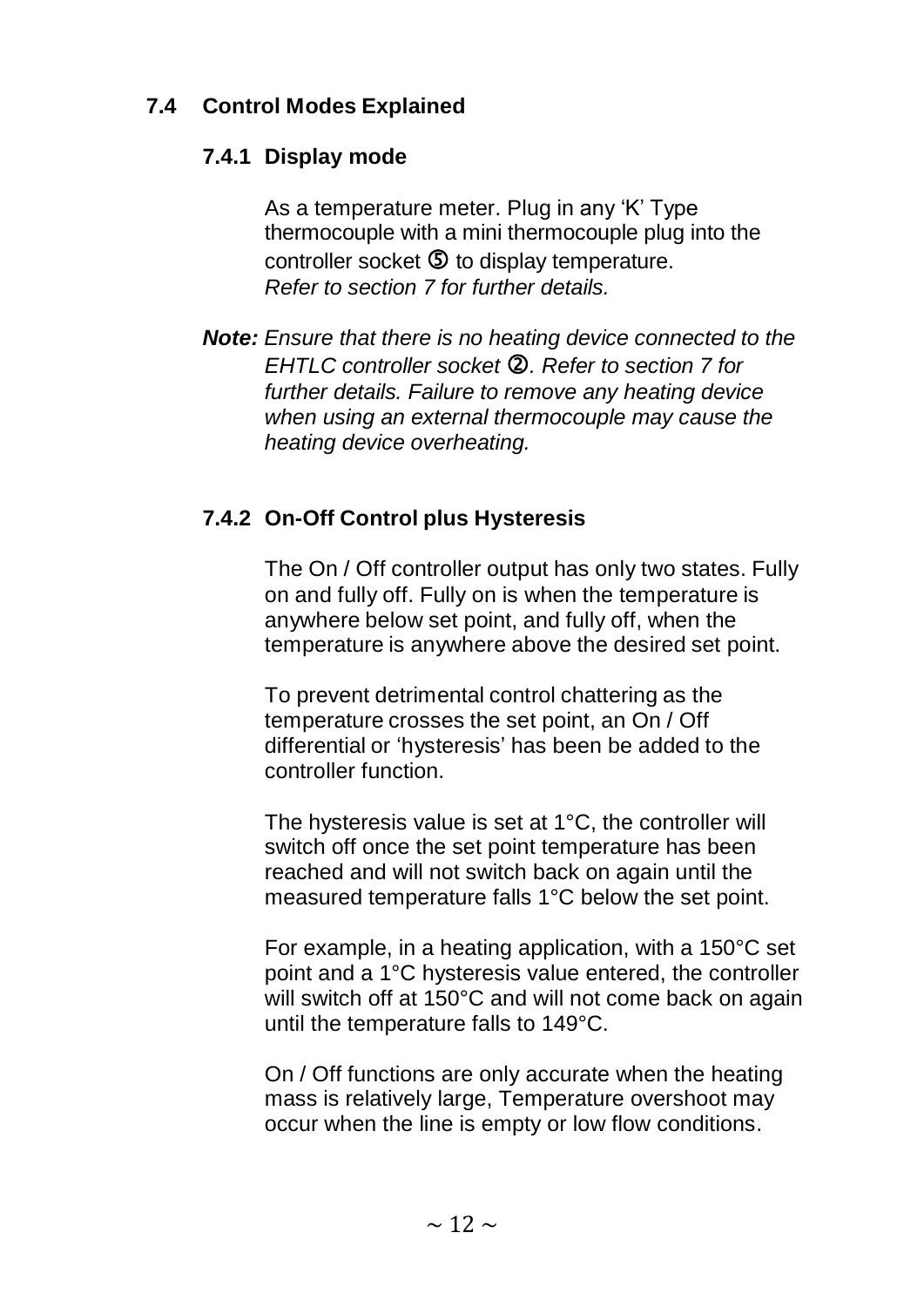## 7.4 Control Modes Explained

### 7.4.1 Display mode

As a temperature meter. Plug in any 'K' Type thermocouple with a mini thermocouple plug into the controller socket ⑤ to display temperature.
*Refer to section 7 for further details.*

***Note:*** *Ensure that there is no heating device connected to the EHTLC controller socket ②. Refer to section 7 for further details. Failure to remove any heating device when using an external thermocouple may cause the heating device overheating.*

### 7.4.2 On-Off Control plus Hysteresis

The On / Off controller output has only two states. Fully on and fully off. Fully on is when the temperature is anywhere below set point, and fully off, when the temperature is anywhere above the desired set point.

To prevent detrimental control chattering as the temperature crosses the set point, an On / Off differential or 'hysteresis' has been be added to the controller function.

The hysteresis value is set at 1°C, the controller will switch off once the set point temperature has been reached and will not switch back on again until the measured temperature falls 1°C below the set point.

For example, in a heating application, with a 150°C set point and a 1°C hysteresis value entered, the controller will switch off at 150°C and will not come back on again until the temperature falls to 149°C.

On / Off functions are only accurate when the heating mass is relatively large, Temperature overshoot may occur when the line is empty or low flow conditions.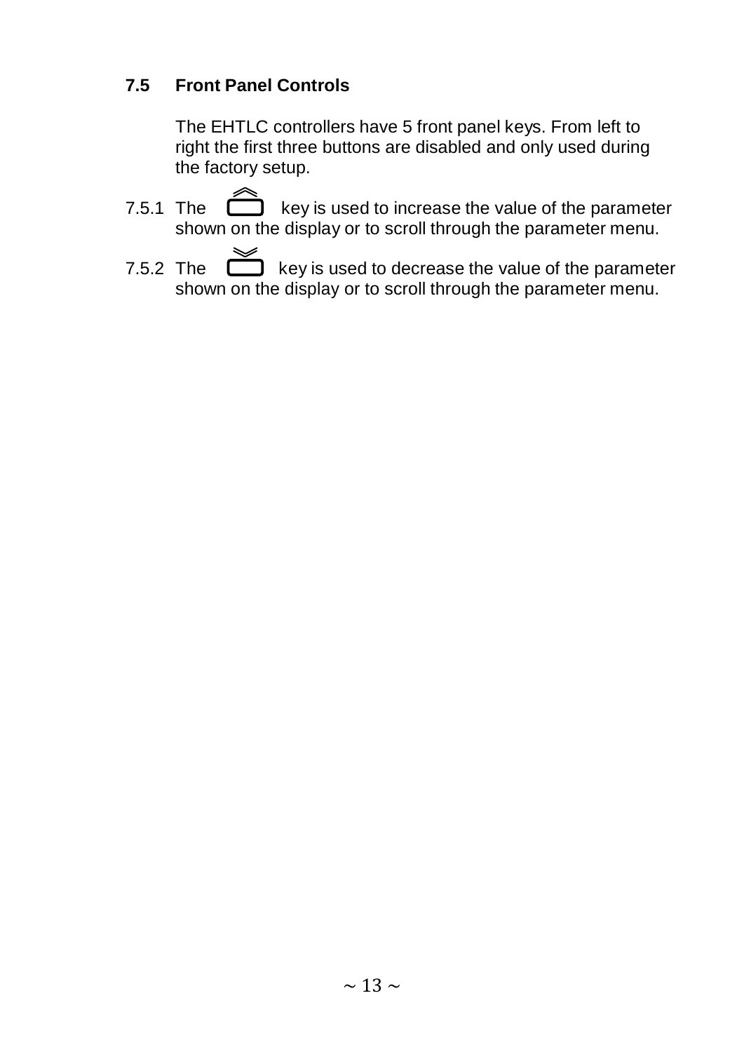## 7.5 Front Panel Controls

The EHTLC controllers have 5 front panel keys. From left to right the first three buttons are disabled and only used during the factory setup.

7.5.1 The ︽ key is used to increase the value of the parameter shown on the display or to scroll through the parameter menu.

7.5.2 The ︾ key is used to decrease the value of the parameter shown on the display or to scroll through the parameter menu.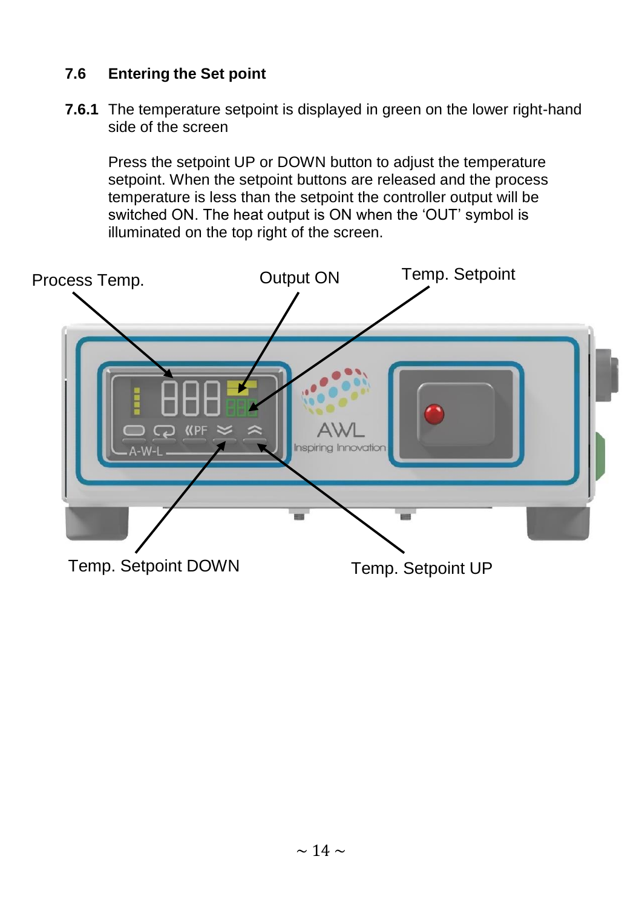## 7.6 Entering the Set point

**7.6.1** The temperature setpoint is displayed in green on the lower right-hand side of the screen

Press the setpoint UP or DOWN button to adjust the temperature setpoint. When the setpoint buttons are released and the process temperature is less than the setpoint the controller output will be switched ON. The heat output is ON when the 'OUT' symbol is illuminated on the top right of the screen.

Process Temp.

Output ON

Temp. Setpoint

Temp. Setpoint DOWN

Temp. Setpoint UP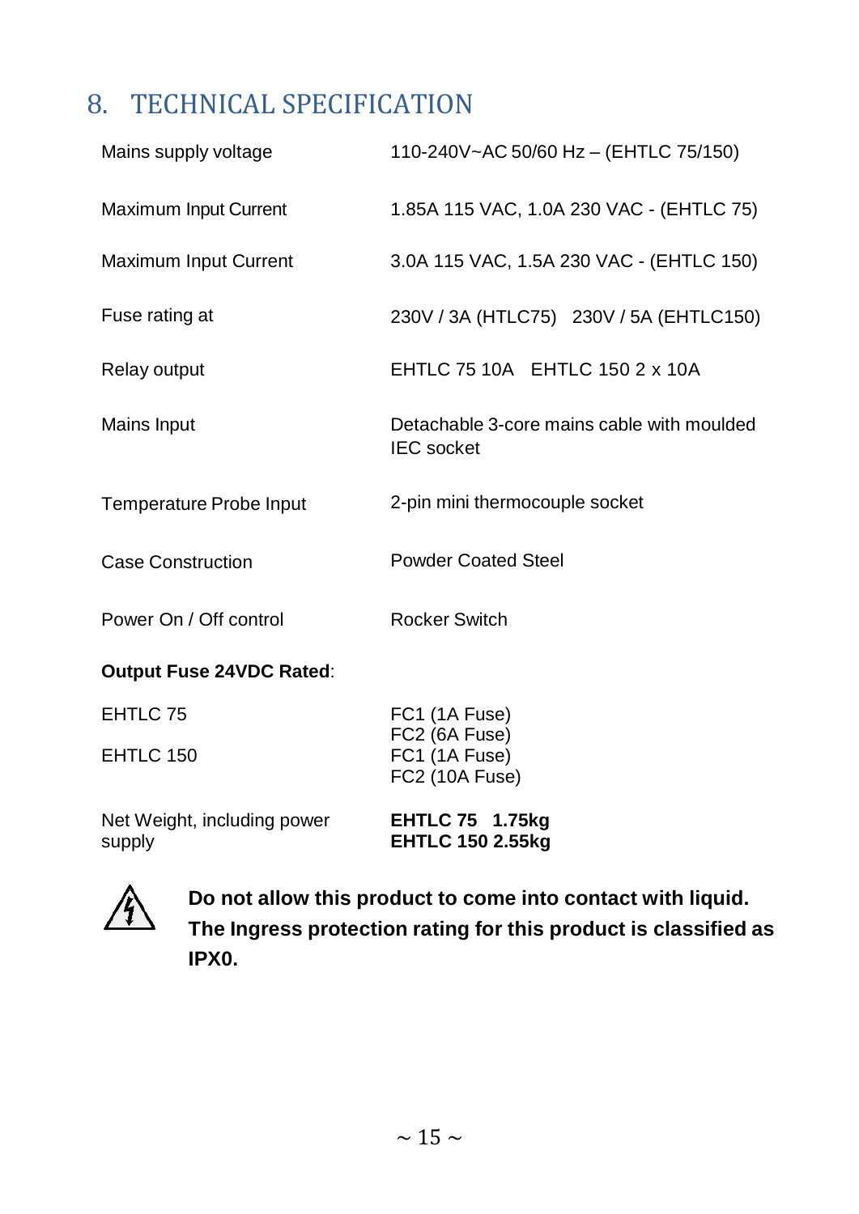# 8. TECHNICAL SPECIFICATION

| | |
|---|---|
| Mains supply voltage | 110-240V~AC 50/60 Hz – (EHTLC 75/150) |
| Maximum Input Current | 1.85A 115 VAC, 1.0A 230 VAC - (EHTLC 75) |
| Maximum Input Current | 3.0A 115 VAC, 1.5A 230 VAC - (EHTLC 150) |
| Fuse rating at | 230V / 3A (HTLC75) 230V / 5A (EHTLC150) |
| Relay output | EHTLC 75 10A EHTLC 150 2 x 10A |
| Mains Input | Detachable 3-core mains cable with moulded IEC socket |
| Temperature Probe Input | 2-pin mini thermocouple socket |
| Case Construction | Powder Coated Steel |
| Power On / Off control | Rocker Switch |

**Output Fuse 24VDC Rated**:

| | |
|---|---|
| EHTLC 75 | FC1 (1A Fuse)<br>FC2 (6A Fuse) |
| EHTLC 150 | FC1 (1A Fuse)<br>FC2 (10A Fuse) |
| Net Weight, including power supply | **EHTLC 75 1.75kg**<br>**EHTLC 150 2.55kg** |

**Do not allow this product to come into contact with liquid. The Ingress protection rating for this product is classified as IPX0.**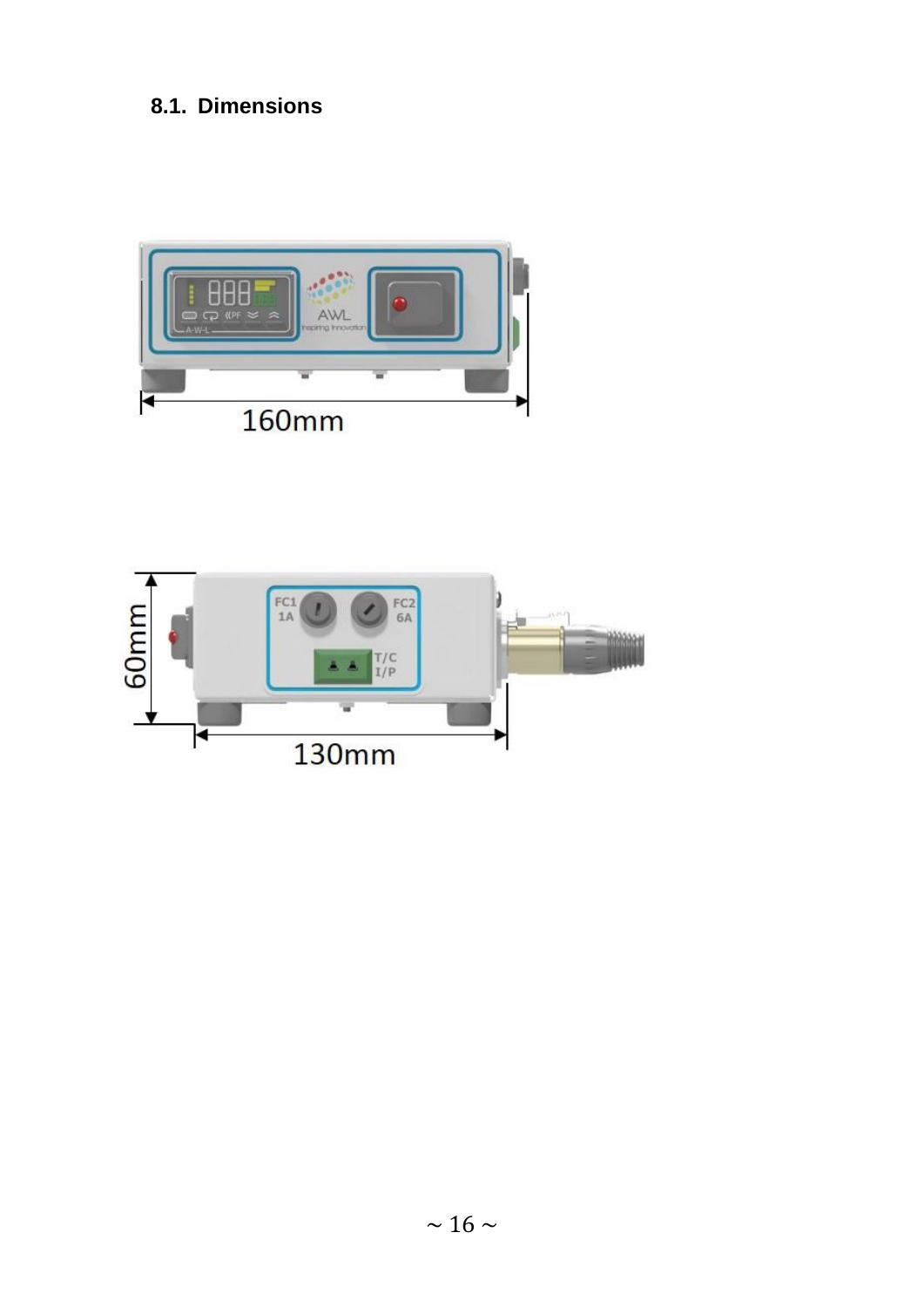## 8.1. Dimensions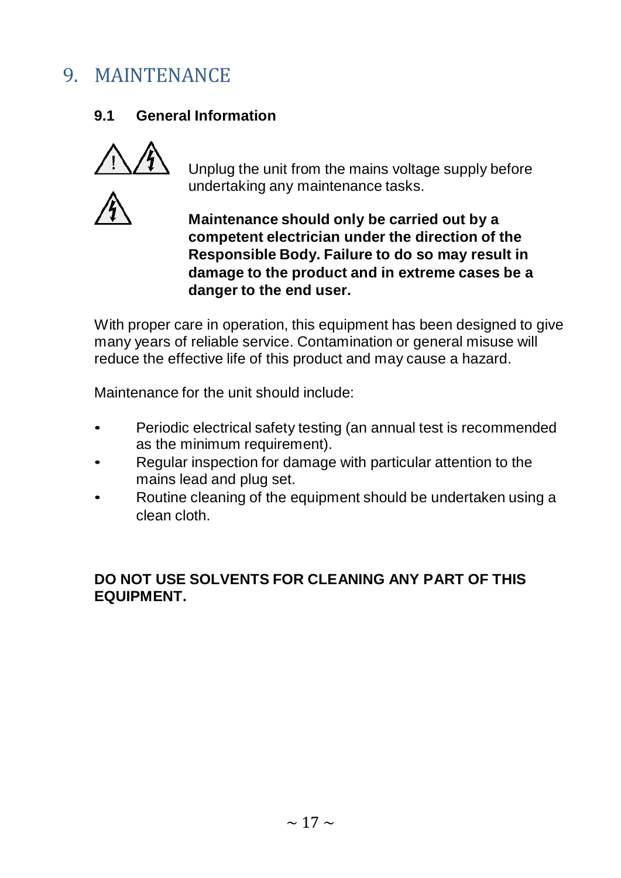# 9. MAINTENANCE

## 9.1 General Information

Unplug the unit from the mains voltage supply before undertaking any maintenance tasks.

**Maintenance should only be carried out by a competent electrician under the direction of the Responsible Body. Failure to do so may result in damage to the product and in extreme cases be a danger to the end user.**

With proper care in operation, this equipment has been designed to give many years of reliable service. Contamination or general misuse will reduce the effective life of this product and may cause a hazard.

Maintenance for the unit should include:

- Periodic electrical safety testing (an annual test is recommended as the minimum requirement).
- Regular inspection for damage with particular attention to the mains lead and plug set.
- Routine cleaning of the equipment should be undertaken using a clean cloth.

**DO NOT USE SOLVENTS FOR CLEANING ANY PART OF THIS EQUIPMENT.**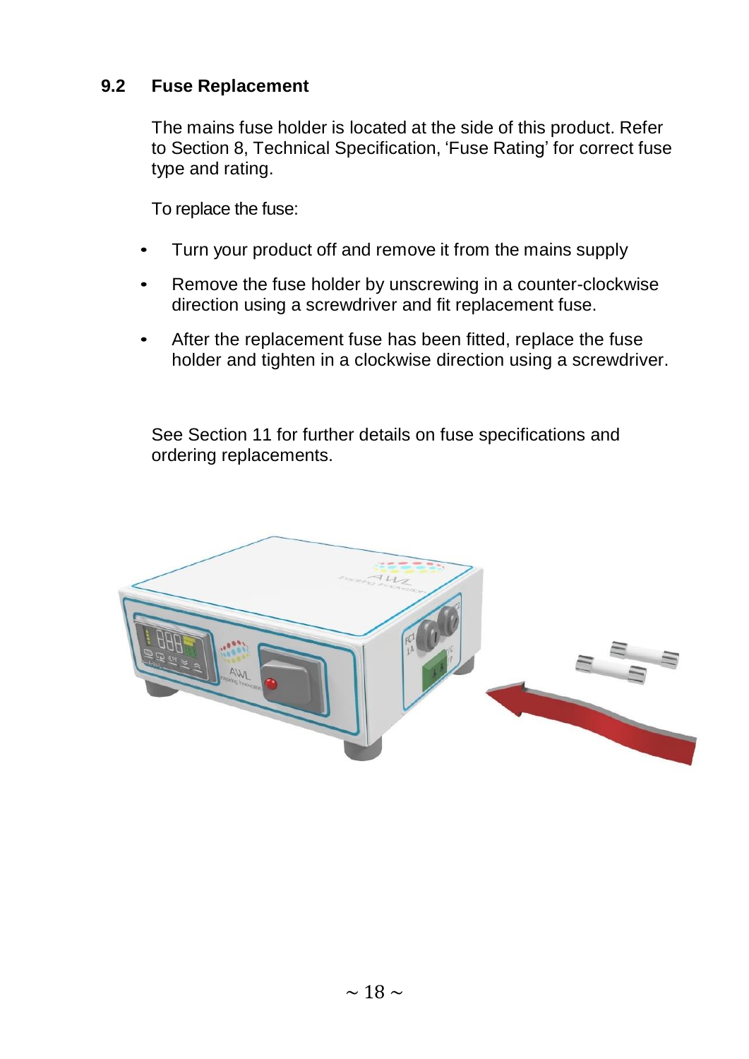## 9.2 Fuse Replacement

The mains fuse holder is located at the side of this product. Refer to Section 8, Technical Specification, 'Fuse Rating' for correct fuse type and rating.

To replace the fuse:

- Turn your product off and remove it from the mains supply
- Remove the fuse holder by unscrewing in a counter-clockwise direction using a screwdriver and fit replacement fuse.
- After the replacement fuse has been fitted, replace the fuse holder and tighten in a clockwise direction using a screwdriver.

See Section 11 for further details on fuse specifications and ordering replacements.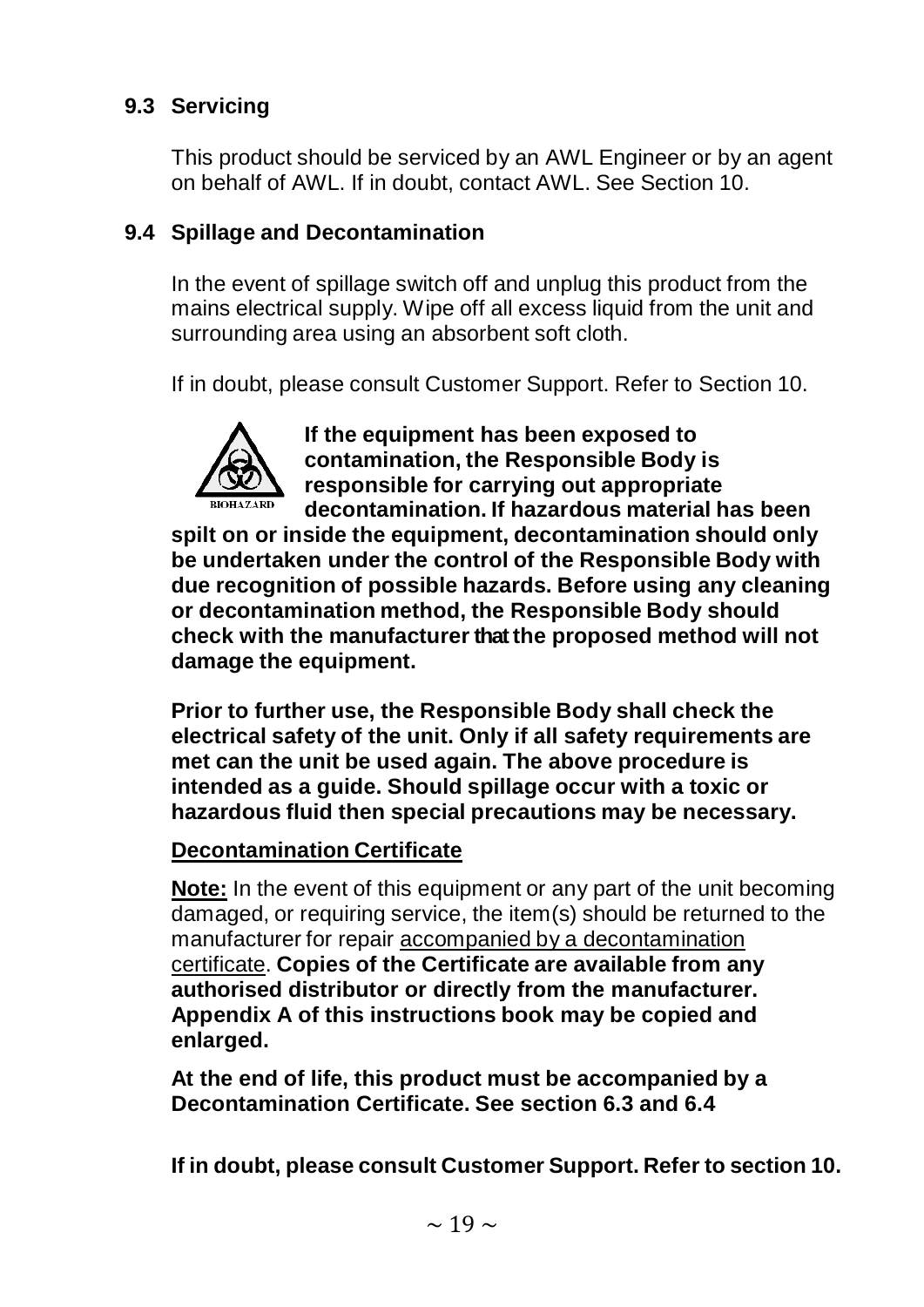## 9.3 Servicing

This product should be serviced by an AWL Engineer or by an agent on behalf of AWL. If in doubt, contact AWL. See Section 10.

## 9.4 Spillage and Decontamination

In the event of spillage switch off and unplug this product from the mains electrical supply. Wipe off all excess liquid from the unit and surrounding area using an absorbent soft cloth.

If in doubt, please consult Customer Support. Refer to Section 10.

BIOHAZARD

**If the equipment has been exposed to contamination, the Responsible Body is responsible for carrying out appropriate decontamination. If hazardous material has been spilt on or inside the equipment, decontamination should only be undertaken under the control of the Responsible Body with due recognition of possible hazards. Before using any cleaning or decontamination method, the Responsible Body should check with the manufacturer that the proposed method will not damage the equipment.**

**Prior to further use, the Responsible Body shall check the electrical safety of the unit. Only if all safety requirements are met can the unit be used again. The above procedure is intended as a guide. Should spillage occur with a toxic or hazardous fluid then special precautions may be necessary.**

**Decontamination Certificate**

**Note:** In the event of this equipment or any part of the unit becoming damaged, or requiring service, the item(s) should be returned to the manufacturer for repair accompanied by a decontamination certificate. **Copies of the Certificate are available from any authorised distributor or directly from the manufacturer. Appendix A of this instructions book may be copied and enlarged.**

**At the end of life, this product must be accompanied by a Decontamination Certificate. See section 6.3 and 6.4**

**If in doubt, please consult Customer Support. Refer to section 10.**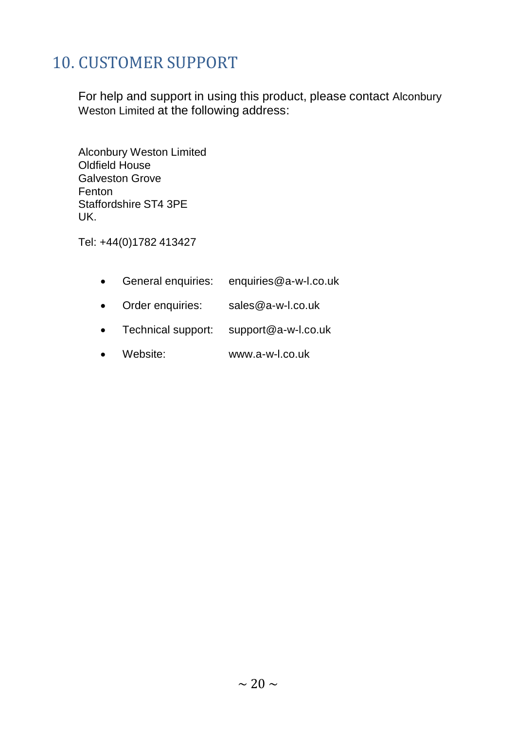# 10. CUSTOMER SUPPORT

For help and support in using this product, please contact Alconbury Weston Limited at the following address:

Alconbury Weston Limited
Oldfield House
Galveston Grove
Fenton
Staffordshire ST4 3PE
UK.

Tel: +44(0)1782 413427

- General enquiries: enquiries@a-w-l.co.uk
- Order enquiries: sales@a-w-l.co.uk
- Technical support: support@a-w-l.co.uk
- Website: www.a-w-l.co.uk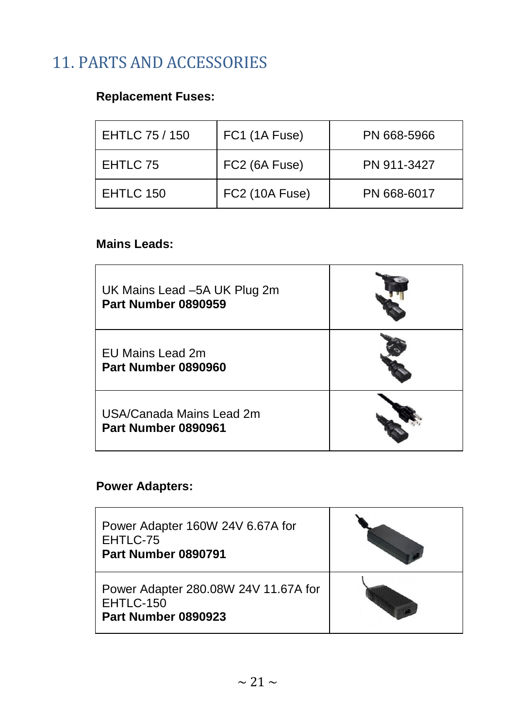# 11. PARTS AND ACCESSORIES

**Replacement Fuses:**

| | | |
|---|---|---|
| EHTLC 75 / 150 | FC1 (1A Fuse) | PN 668-5966 |
| EHTLC 75 | FC2 (6A Fuse) | PN 911-3427 |
| EHTLC 150 | FC2 (10A Fuse) | PN 668-6017 |

**Mains Leads:**

| | |
|---|---|
| UK Mains Lead –5A UK Plug 2m<br>**Part Number 0890959** | |
| EU Mains Lead 2m<br>**Part Number 0890960** | |
| USA/Canada Mains Lead 2m<br>**Part Number 0890961** | |

**Power Adapters:**

| | |
|---|---|
| Power Adapter 160W 24V 6.67A for EHTLC-75<br>**Part Number 0890791** | |
| Power Adapter 280.08W 24V 11.67A for EHTLC-150<br>**Part Number 0890923** | |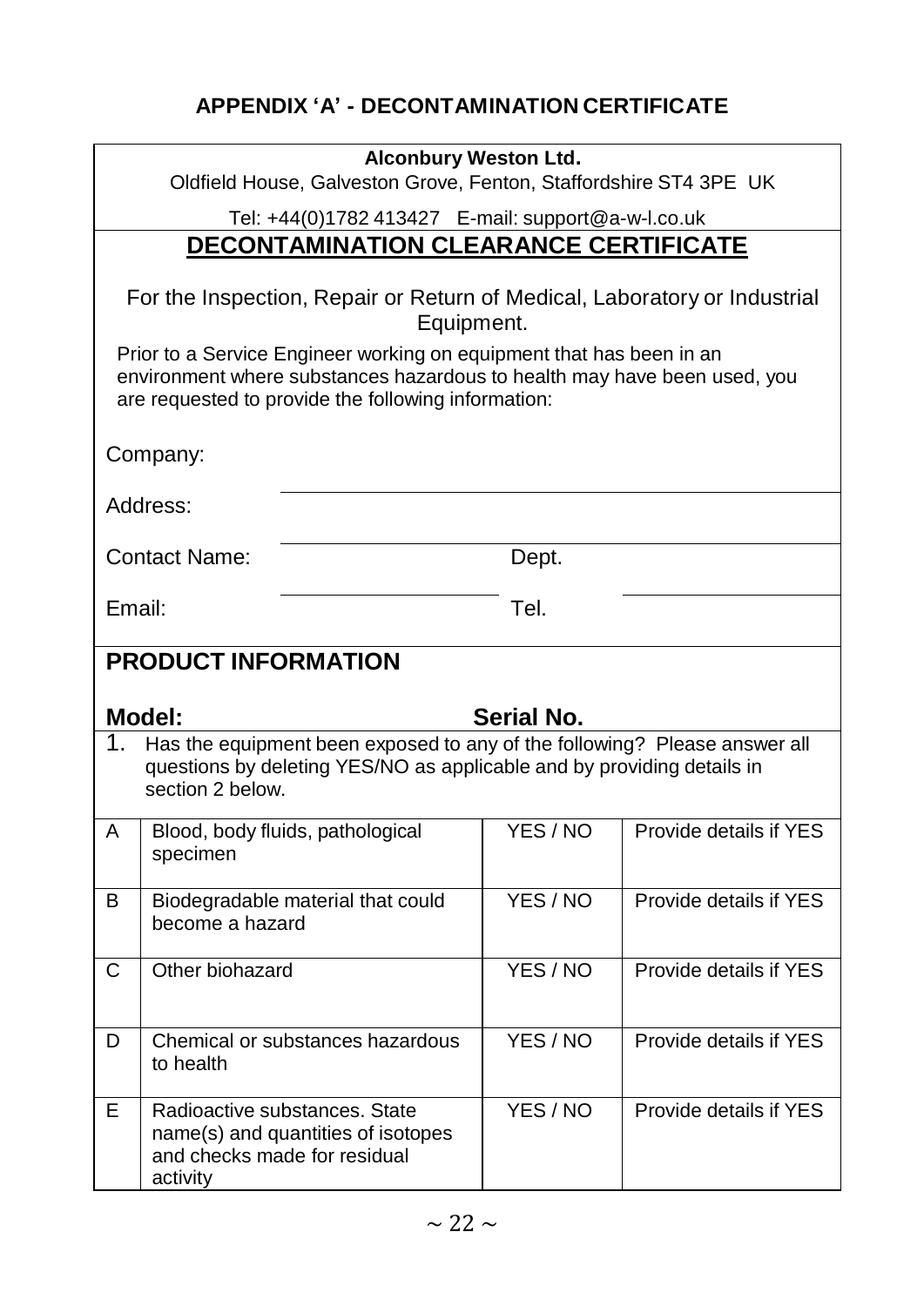## APPENDIX ‘A’ - DECONTAMINATION CERTIFICATE

**Alconbury Weston Ltd.**
Oldfield House, Galveston Grove, Fenton, Staffordshire ST4 3PE UK

Tel: +44(0)1782 413427 E-mail: support@a-w-l.co.uk

### DECONTAMINATION CLEARANCE CERTIFICATE

For the Inspection, Repair or Return of Medical, Laboratory or Industrial Equipment.

Prior to a Service Engineer working on equipment that has been in an environment where substances hazardous to health may have been used, you are requested to provide the following information:

Company:

Address:

Contact Name: Dept.

Email: Tel.

### PRODUCT INFORMATION

**Model:** **Serial No.**

1. Has the equipment been exposed to any of the following? Please answer all questions by deleting YES/NO as applicable and by providing details in section 2 below.

| | | | |
|---|---|---|---|
| A | Blood, body fluids, pathological specimen | YES / NO | Provide details if YES |
| B | Biodegradable material that could become a hazard | YES / NO | Provide details if YES |
| C | Other biohazard | YES / NO | Provide details if YES |
| D | Chemical or substances hazardous to health | YES / NO | Provide details if YES |
| E | Radioactive substances. State name(s) and quantities of isotopes and checks made for residual activity | YES / NO | Provide details if YES |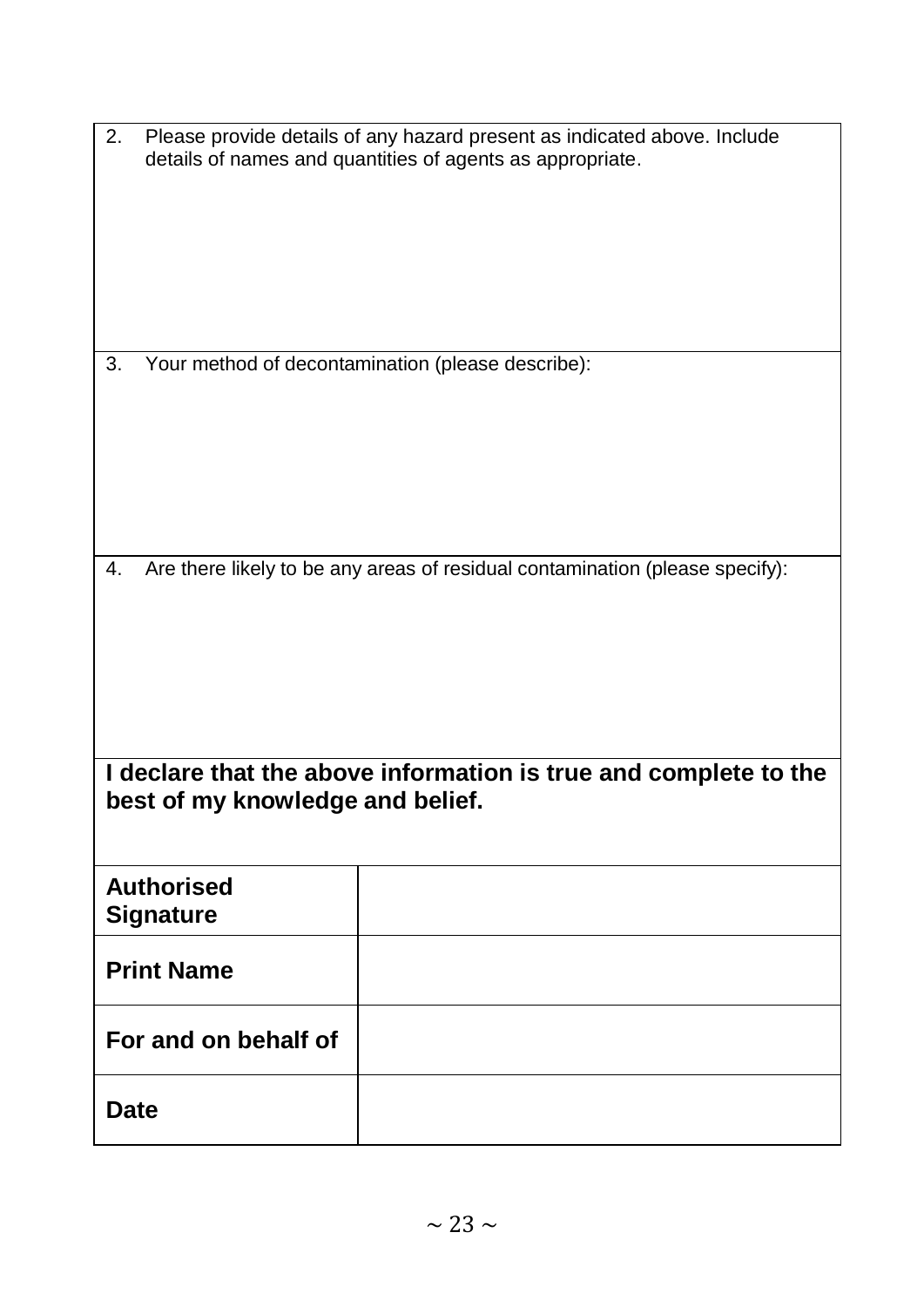2. Please provide details of any hazard present as indicated above. Include details of names and quantities of agents as appropriate.

3. Your method of decontamination (please describe):

4. Are there likely to be any areas of residual contamination (please specify):

**I declare that the above information is true and complete to the best of my knowledge and belief.**

| | |
|---|---|
| **Authorised Signature** | |
| **Print Name** | |
| **For and on behalf of** | |
| **Date** | |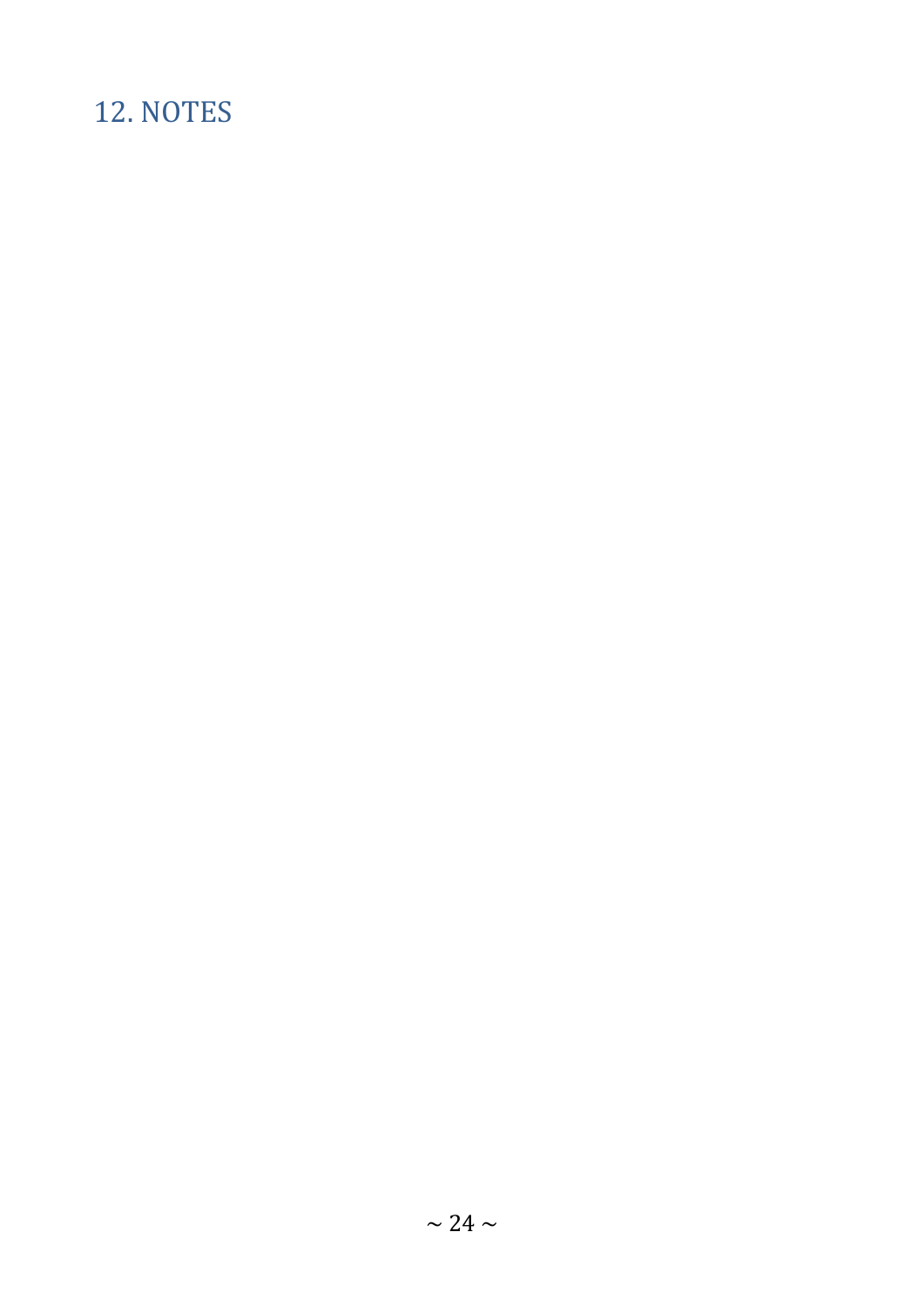## 12. NOTES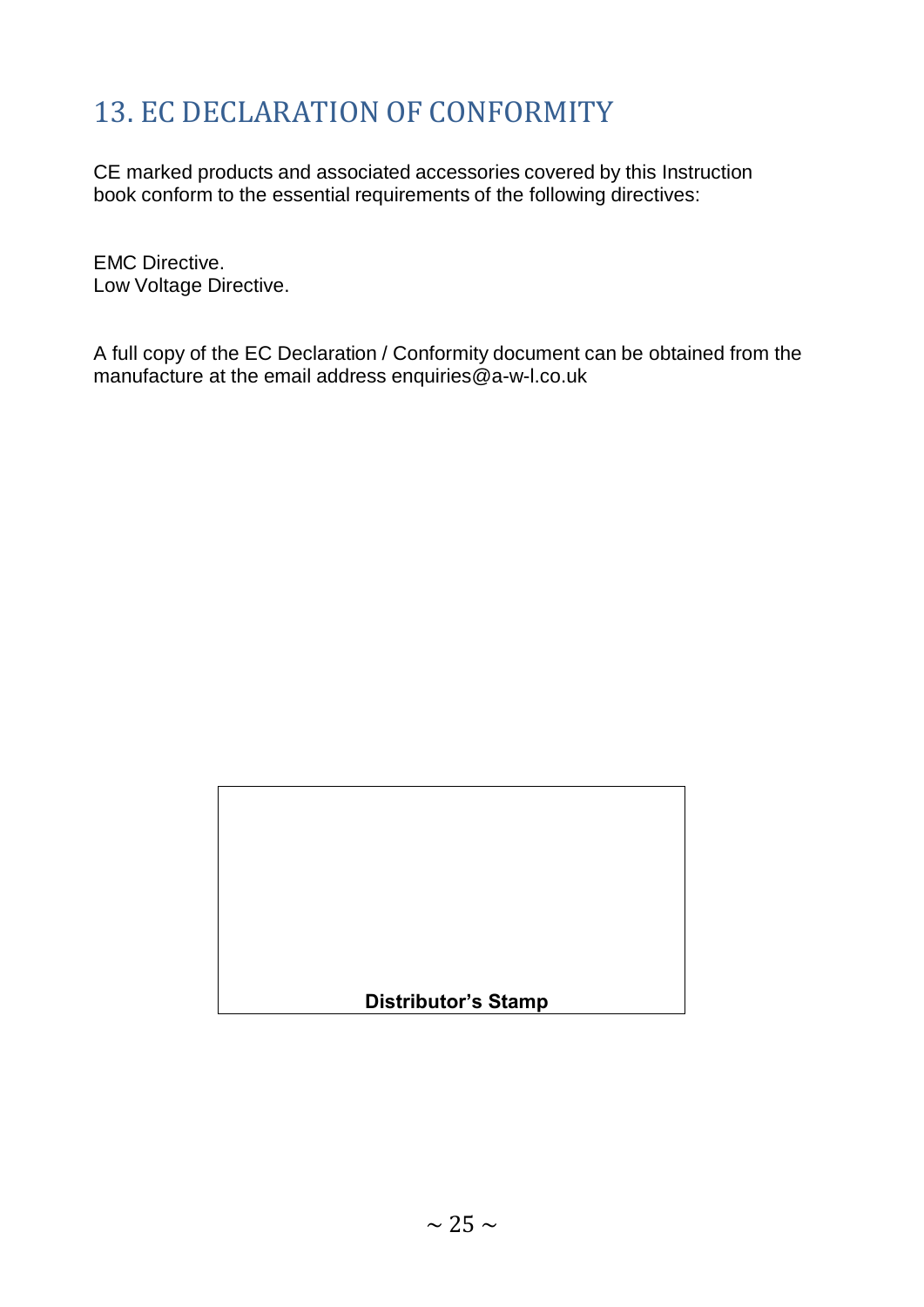# 13. EC DECLARATION OF CONFORMITY

CE marked products and associated accessories covered by this Instruction book conform to the essential requirements of the following directives:

EMC Directive.
Low Voltage Directive.

A full copy of the EC Declaration / Conformity document can be obtained from the manufacture at the email address enquiries@a-w-l.co.uk

**Distributor's Stamp**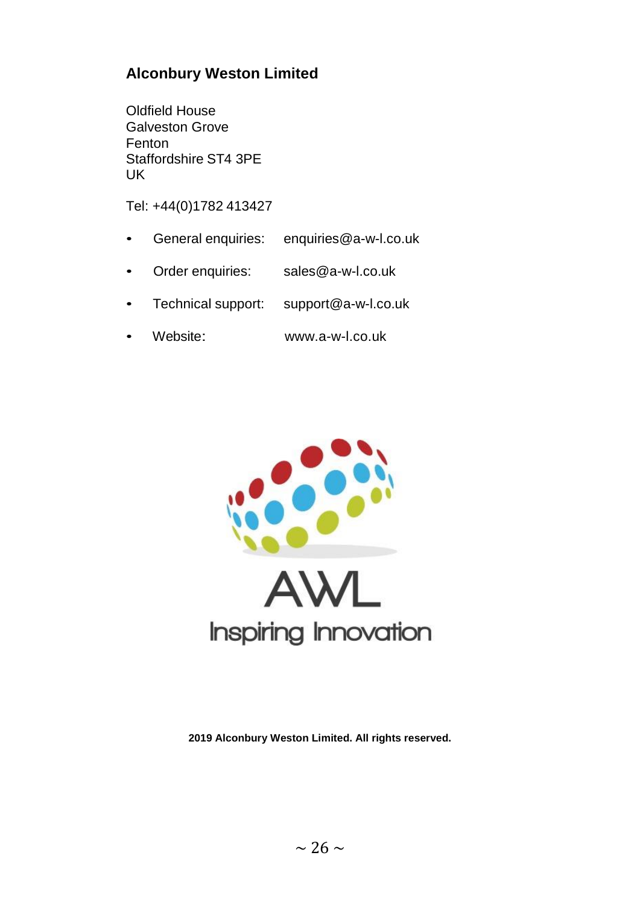## Alconbury Weston Limited

Oldfield House
Galveston Grove
Fenton
Staffordshire ST4 3PE
UK

Tel: +44(0)1782 413427

- General enquiries: enquiries@a-w-l.co.uk
- Order enquiries: sales@a-w-l.co.uk
- Technical support: support@a-w-l.co.uk
- Website: www.a-w-l.co.uk

AWL
Inspiring Innovation

**2019 Alconbury Weston Limited. All rights reserved.**